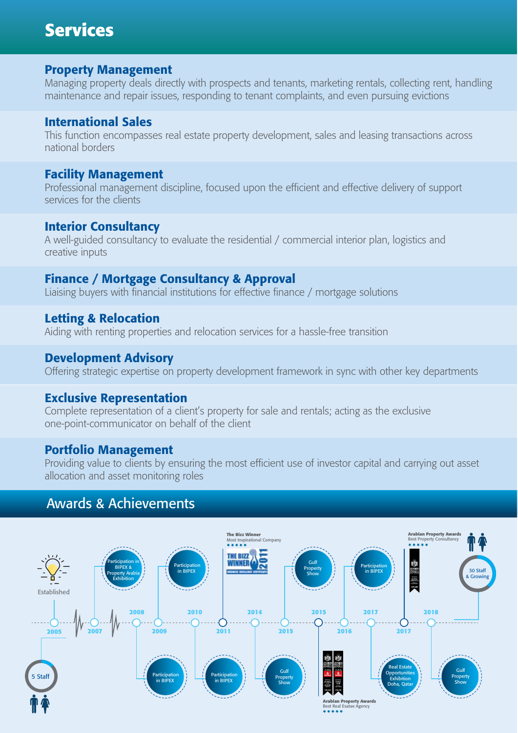# Services

## Property Management

Managing property deals directly with prospects and tenants, marketing rentals, collecting rent, handling maintenance and repair issues, responding to tenant complaints, and even pursuing evictions

## International Sales

This function encompasses real estate property development, sales and leasing transactions across national borders

## Facility Management

Professional management discipline, focused upon the efficient and effective delivery of support services for the clients

## Interior Consultancy

A well-guided consultancy to evaluate the residential / commercial interior plan, logistics and creative inputs

## Finance / Mortgage Consultancy & Approval

Liaising buyers with financial institutions for effective finance / mortgage solutions

## Letting & Relocation

Aiding with renting properties and relocation services for a hassle-free transition

## Development Advisory

Offering strategic expertise on property development framework in sync with other key departments

## Exclusive Representation

Complete representation of a client's property for sale and rentals; acting as the exclusive one-point-communicator on behalf of the client

## Portfolio Management

Providing value to clients by ensuring the most efficient use of investor capital and carrying out asset allocation and asset monitoring roles

# Awards & Achievements

- **2005** – Established; 5 Staff
- **2007** – Participation in BIPEX & Property Arabia Exhibition
- **2008** – Participation in BIPEX
- **2009** – Participation in BIPEX
- **2010** – Participation in BIPEX
- **2011** – The Bizz Winner – Most Inspirational Company
- **2014** – Gulf Property Show
- **2015** – Gulf Property Show
- **2015** – Arabian Property Awards – Best Real Esatae Agency
- **2016** – Participation in BIPEX
- **2017** – Real Estate Opportunities Exhibition Doha, Qatar
- **2017** – Arabian Property Awards – Best Property Consultancy
- **2018** – Gulf Property Show; 30 Staff & Growing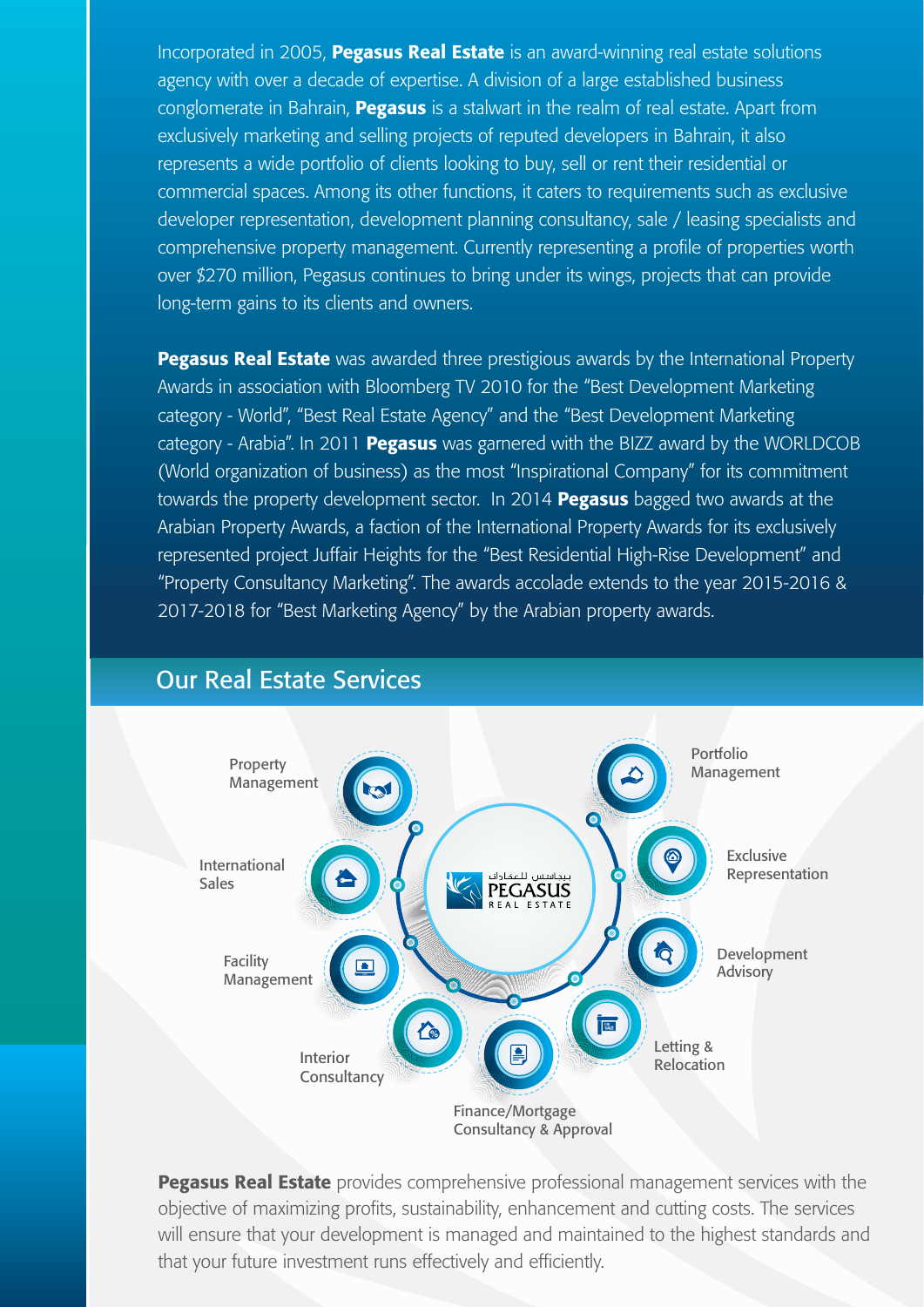Incorporated in 2005, **Pegasus Real Estate** is an award-winning real estate solutions agency with over a decade of expertise. A division of a large established business conglomerate in Bahrain, **Pegasus** is a stalwart in the realm of real estate. Apart from exclusively marketing and selling projects of reputed developers in Bahrain, it also represents a wide portfolio of clients looking to buy, sell or rent their residential or commercial spaces. Among its other functions, it caters to requirements such as exclusive developer representation, development planning consultancy, sale / leasing specialists and comprehensive property management. Currently representing a profile of properties worth over $270 million, Pegasus continues to bring under its wings, projects that can provide long-term gains to its clients and owners.

**Pegasus Real Estate** was awarded three prestigious awards by the International Property Awards in association with Bloomberg TV 2010 for the "Best Development Marketing category - World", "Best Real Estate Agency" and the "Best Development Marketing category - Arabia". In 2011 **Pegasus** was garnered with the BIZZ award by the WORLDCOB (World organization of business) as the most "Inspirational Company" for its commitment towards the property development sector. In 2014 **Pegasus** bagged two awards at the Arabian Property Awards, a faction of the International Property Awards for its exclusively represented project Juffair Heights for the "Best Residential High-Rise Development" and "Property Consultancy Marketing". The awards accolade extends to the year 2015-2016 & 2017-2018 for "Best Marketing Agency" by the Arabian property awards.

## Our Real Estate Services

بيجاسس للعقارات
PEGASUS
REAL ESTATE

- Property Management
- Portfolio Management
- International Sales
- Exclusive Representation
- Facility Management
- Development Advisory
- Interior Consultancy
- Letting & Relocation
- Finance/Mortgage Consultancy & Approval

**Pegasus Real Estate** provides comprehensive professional management services with the objective of maximizing profits, sustainability, enhancement and cutting costs. The services will ensure that your development is managed and maintained to the highest standards and that your future investment runs effectively and efficiently.